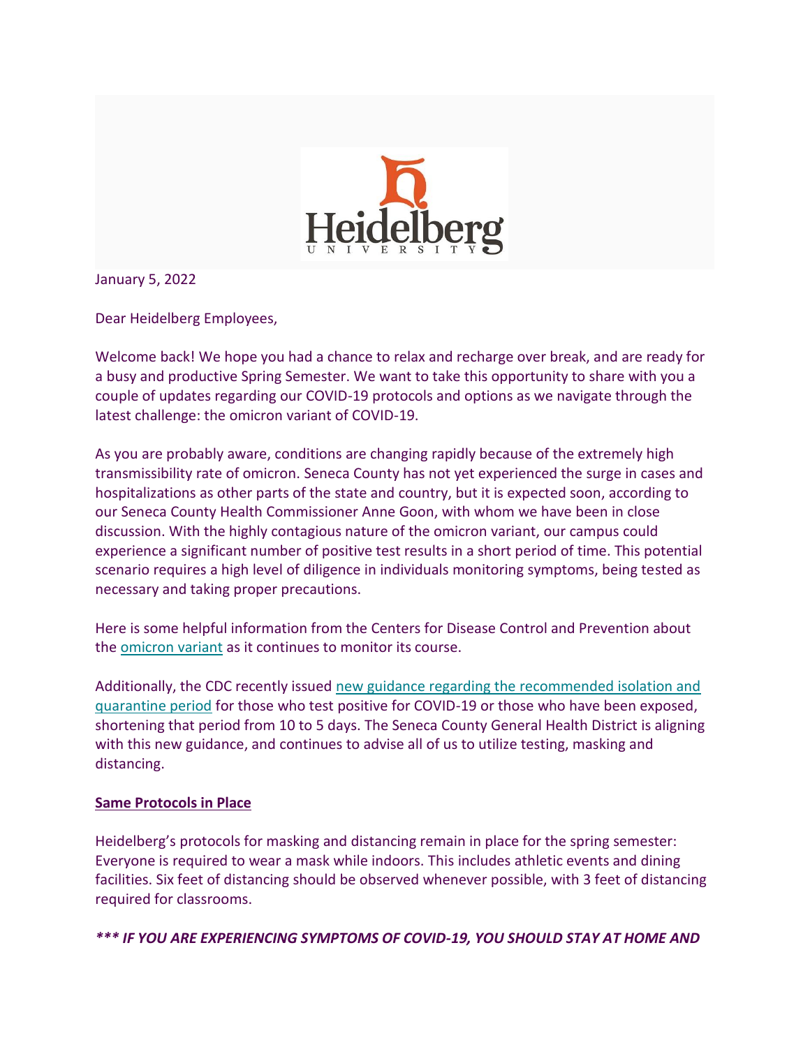January 5, 2022

Dear Heidelberg Employees,

Welcome back! We hope you had a chance to relax and recharge over break, and are ready for a busy and productive Spring Semester. We want to take this opportunity to share with you a couple of updates regarding our COVID-19 protocols and options as we navigate through the latest challenge: the omicron variant of COVID-19.

As you are probably aware, conditions are changing rapidly because of the extremely high transmissibility rate of omicron. Seneca County has not yet experienced the surge in cases and hospitalizations as other parts of the state and country, but it is expected soon, according to our Seneca County Health Commissioner Anne Goon, with whom we have been in close discussion. With the highly contagious nature of the omicron variant, our campus could experience a significant number of positive test results in a short period of time. This potential scenario requires a high level of diligence in individuals monitoring symptoms, being tested as necessary and taking proper precautions.

Here is some helpful information from the Centers for Disease Control and Prevention about the omicron variant as it continues to monitor its course.

Additionally, the CDC recently issued new guidance regarding the recommended isolation and quarantine period for those who test positive for COVID-19 or those who have been exposed, shortening that period from 10 to 5 days. The Seneca County General Health District is aligning with this new guidance, and continues to advise all of us to utilize testing, masking and distancing.

**Same Protocols in Place**

Heidelberg's protocols for masking and distancing remain in place for the spring semester: Everyone is required to wear a mask while indoors. This includes athletic events and dining facilities. Six feet of distancing should be observed whenever possible, with 3 feet of distancing required for classrooms.

***\*\*\* IF YOU ARE EXPERIENCING SYMPTOMS OF COVID-19, YOU SHOULD STAY AT HOME AND***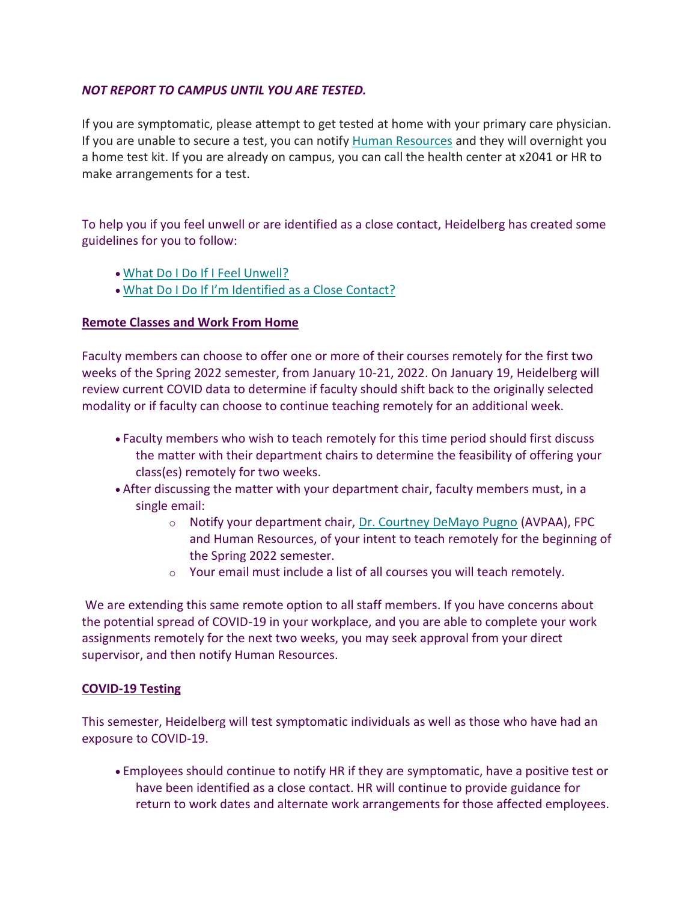***NOT REPORT TO CAMPUS UNTIL YOU ARE TESTED.***

If you are symptomatic, please attempt to get tested at home with your primary care physician. If you are unable to secure a test, you can notify Human Resources and they will overnight you a home test kit. If you are already on campus, you can call the health center at x2041 or HR to make arrangements for a test.

To help you if you feel unwell or are identified as a close contact, Heidelberg has created some guidelines for you to follow:

- What Do I Do If I Feel Unwell?
- What Do I Do If I'm Identified as a Close Contact?

**Remote Classes and Work From Home**

Faculty members can choose to offer one or more of their courses remotely for the first two weeks of the Spring 2022 semester, from January 10-21, 2022. On January 19, Heidelberg will review current COVID data to determine if faculty should shift back to the originally selected modality or if faculty can choose to continue teaching remotely for an additional week.

- Faculty members who wish to teach remotely for this time period should first discuss the matter with their department chairs to determine the feasibility of offering your class(es) remotely for two weeks.
- After discussing the matter with your department chair, faculty members must, in a single email:
  - Notify your department chair, Dr. Courtney DeMayo Pugno (AVPAA), FPC and Human Resources, of your intent to teach remotely for the beginning of the Spring 2022 semester.
  - Your email must include a list of all courses you will teach remotely.

We are extending this same remote option to all staff members. If you have concerns about the potential spread of COVID-19 in your workplace, and you are able to complete your work assignments remotely for the next two weeks, you may seek approval from your direct supervisor, and then notify Human Resources.

**COVID-19 Testing**

This semester, Heidelberg will test symptomatic individuals as well as those who have had an exposure to COVID-19.

- Employees should continue to notify HR if they are symptomatic, have a positive test or have been identified as a close contact. HR will continue to provide guidance for return to work dates and alternate work arrangements for those affected employees.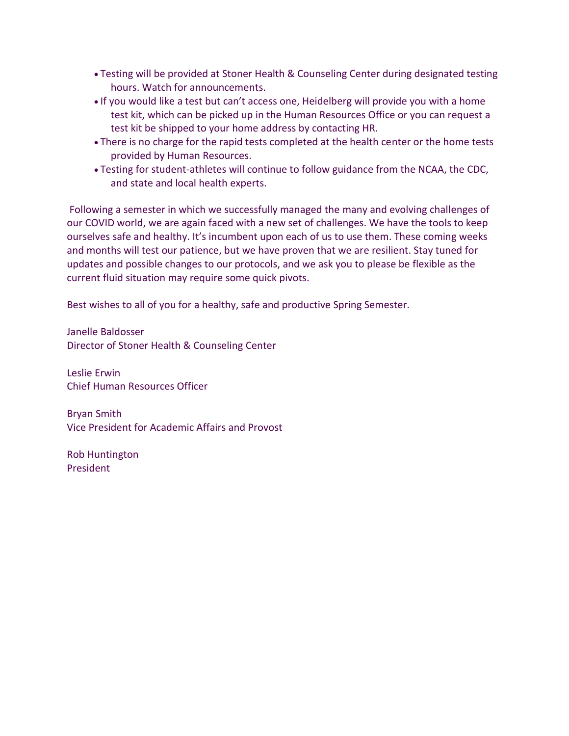- Testing will be provided at Stoner Health & Counseling Center during designated testing hours. Watch for announcements.
- If you would like a test but can't access one, Heidelberg will provide you with a home test kit, which can be picked up in the Human Resources Office or you can request a test kit be shipped to your home address by contacting HR.
- There is no charge for the rapid tests completed at the health center or the home tests provided by Human Resources.
- Testing for student-athletes will continue to follow guidance from the NCAA, the CDC, and state and local health experts.

Following a semester in which we successfully managed the many and evolving challenges of our COVID world, we are again faced with a new set of challenges. We have the tools to keep ourselves safe and healthy. It's incumbent upon each of us to use them. These coming weeks and months will test our patience, but we have proven that we are resilient. Stay tuned for updates and possible changes to our protocols, and we ask you to please be flexible as the current fluid situation may require some quick pivots.

Best wishes to all of you for a healthy, safe and productive Spring Semester.

Janelle Baldosser
Director of Stoner Health & Counseling Center

Leslie Erwin
Chief Human Resources Officer

Bryan Smith
Vice President for Academic Affairs and Provost

Rob Huntington
President